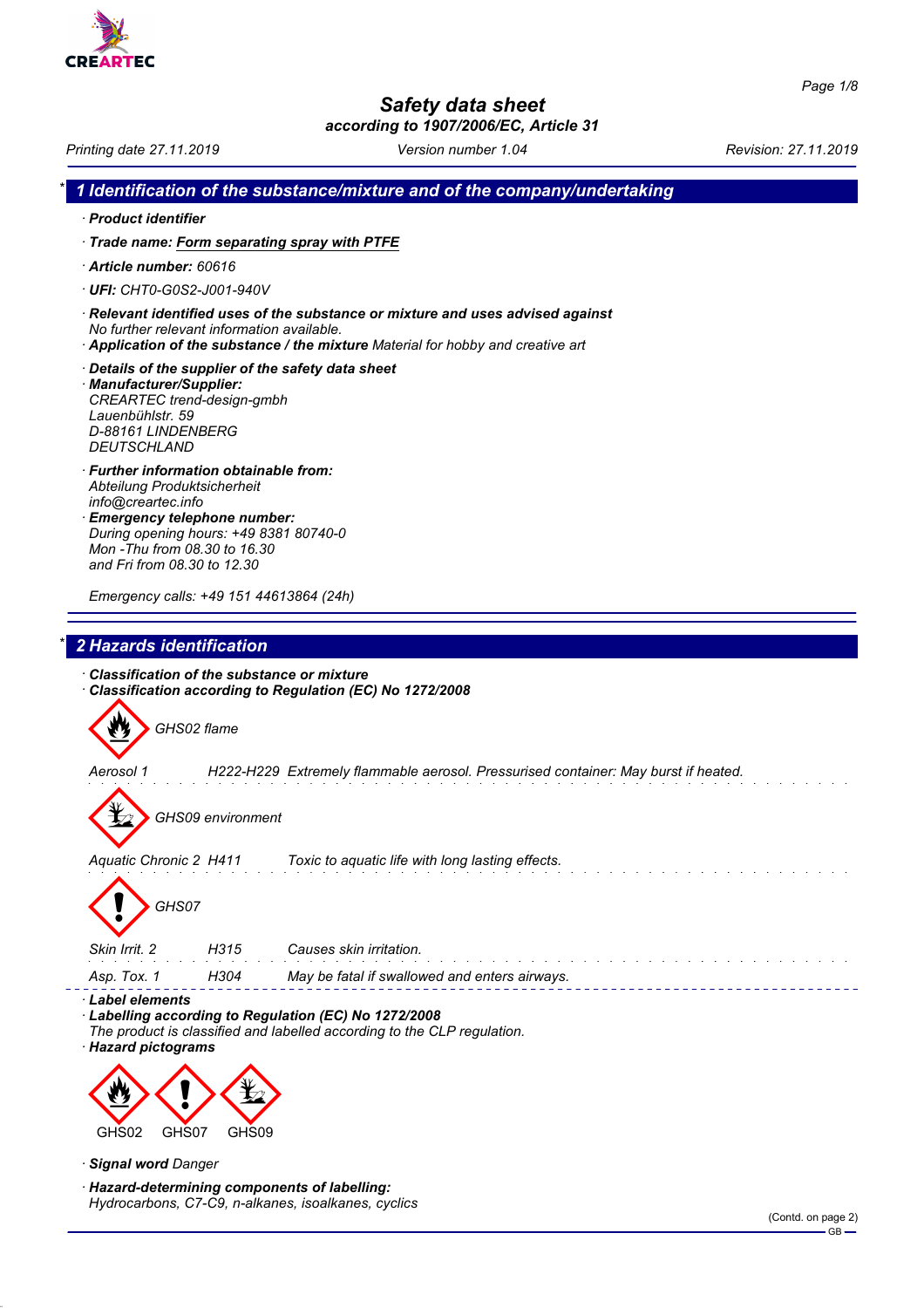# Safety data sheet

*according to 1907/2006/EC, Article 31*

Printing date 27.11.2019 | Version number 1.04 | Revision: 27.11.2019

## 1 Identification of the substance/mixture and of the company/undertaking

- **Product identifier**
- **Trade name:** Form separating spray with PTFE
- **Article number:** 60616
- **UFI:** CHT0-G0S2-J001-940V
- **Relevant identified uses of the substance or mixture and uses advised against**
  No further relevant information available.
- **Application of the substance / the mixture** Material for hobby and creative art
- **Details of the supplier of the safety data sheet**
- **Manufacturer/Supplier:**
  CREARTEC trend-design-gmbh
  Lauenbühlstr. 59
  D-88161 LINDENBERG
  DEUTSCHLAND
- **Further information obtainable from:**
  Abteilung Produktsicherheit
  info@creartec.info
- **Emergency telephone number:**
  During opening hours: +49 8381 80740-0
  Mon -Thu from 08.30 to 16.30
  and Fri from 08.30 to 12.30

  Emergency calls: +49 151 44613864 (24h)

## 2 Hazards identification

- **Classification of the substance or mixture**
- **Classification according to Regulation (EC) No 1272/2008**

GHS02 flame

| | | |
|---|---|---|
| Aerosol 1 | H222-H229 | Extremely flammable aerosol. Pressurised container: May burst if heated. |

GHS09 environment

| | | |
|---|---|---|
| Aquatic Chronic 2 | H411 | Toxic to aquatic life with long lasting effects. |

GHS07

| | | |
|---|---|---|
| Skin Irrit. 2 | H315 | Causes skin irritation. |
| Asp. Tox. 1 | H304 | May be fatal if swallowed and enters airways. |

- **Label elements**
- **Labelling according to Regulation (EC) No 1272/2008**
  The product is classified and labelled according to the CLP regulation.
- **Hazard pictograms**

GHS02 GHS07 GHS09

- **Signal word** Danger
- **Hazard-determining components of labelling:**
  Hydrocarbons, C7-C9, n-alkanes, isoalkanes, cyclics

(Contd. on page 2)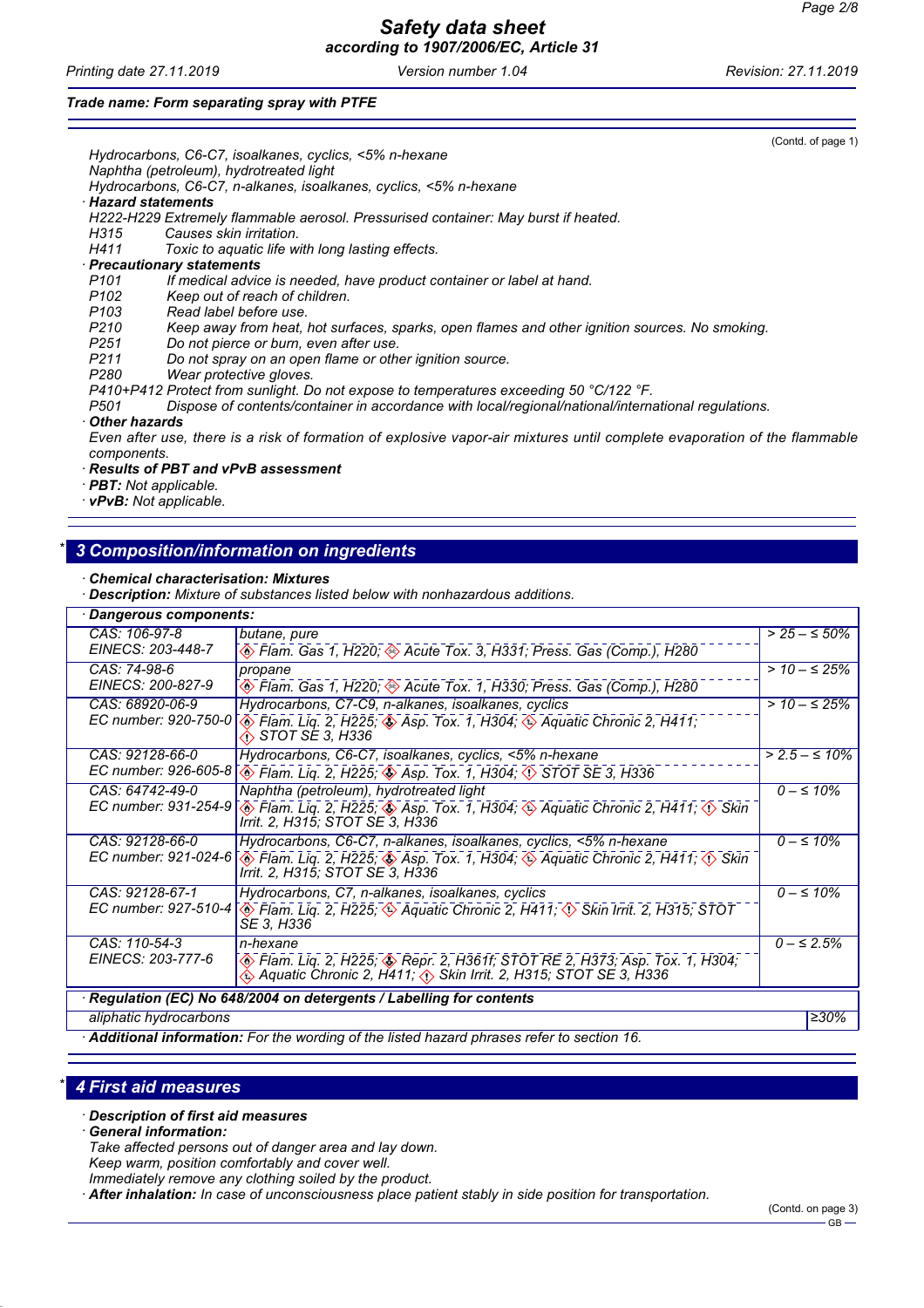(Contd. of page 1)

Hydrocarbons, C6-C7, isoalkanes, cyclics, <5% n-hexane
Naphtha (petroleum), hydrotreated light
Hydrocarbons, C6-C7, n-alkanes, isoalkanes, cyclics, <5% n-hexane

· **Hazard statements**
H222-H229 Extremely flammable aerosol. Pressurised container: May burst if heated.
H315 Causes skin irritation.
H411 Toxic to aquatic life with long lasting effects.

· **Precautionary statements**
P101 If medical advice is needed, have product container or label at hand.
P102 Keep out of reach of children.
P103 Read label before use.
P210 Keep away from heat, hot surfaces, sparks, open flames and other ignition sources. No smoking.
P251 Do not pierce or burn, even after use.
P211 Do not spray on an open flame or other ignition source.
P280 Wear protective gloves.
P410+P412 Protect from sunlight. Do not expose to temperatures exceeding 50 °C/122 °F.
P501 Dispose of contents/container in accordance with local/regional/national/international regulations.

· **Other hazards**
Even after use, there is a risk of formation of explosive vapor-air mixtures until complete evaporation of the flammable components.

· **Results of PBT and vPvB assessment**
· **PBT:** Not applicable.
· **vPvB:** Not applicable.

## * 3 Composition/information on ingredients

· **Chemical characterisation: Mixtures**
· **Description:** Mixture of substances listed below with nonhazardous additions.

| · Dangerous components: | | |
|---|---|---|
| CAS: 106-97-8<br>EINECS: 203-448-7 | butane, pure<br>Flam. Gas 1, H220; Acute Tox. 3, H331; Press. Gas (Comp.), H280 | > 25 – ≤ 50% |
| CAS: 74-98-6<br>EINECS: 200-827-9 | propane<br>Flam. Gas 1, H220; Acute Tox. 1, H330; Press. Gas (Comp.), H280 | > 10 – ≤ 25% |
| CAS: 68920-06-9<br>EC number: 920-750-0 | Hydrocarbons, C7-C9, n-alkanes, isoalkanes, cyclics<br>Flam. Liq. 2, H225; Asp. Tox. 1, H304; Aquatic Chronic 2, H411; STOT SE 3, H336 | > 10 – ≤ 25% |
| CAS: 92128-66-0<br>EC number: 926-605-8 | Hydrocarbons, C6-C7, isoalkanes, cyclics, <5% n-hexane<br>Flam. Liq. 2, H225; Asp. Tox. 1, H304; STOT SE 3, H336 | > 2.5 – ≤ 10% |
| CAS: 64742-49-0<br>EC number: 931-254-9 | Naphtha (petroleum), hydrotreated light<br>Flam. Liq. 2, H225; Asp. Tox. 1, H304; Aquatic Chronic 2, H411; Skin Irrit. 2, H315; STOT SE 3, H336 | 0 – ≤ 10% |
| CAS: 92128-66-0<br>EC number: 921-024-6 | Hydrocarbons, C6-C7, n-alkanes, isoalkanes, cyclics, <5% n-hexane<br>Flam. Liq. 2, H225; Asp. Tox. 1, H304; Aquatic Chronic 2, H411; Skin Irrit. 2, H315; STOT SE 3, H336 | 0 – ≤ 10% |
| CAS: 92128-67-1<br>EC number: 927-510-4 | Hydrocarbons, C7, n-alkanes, isoalkanes, cyclics<br>Flam. Liq. 2, H225; Aquatic Chronic 2, H411; Skin Irrit. 2, H315; STOT SE 3, H336 | 0 – ≤ 10% |
| CAS: 110-54-3<br>EINECS: 203-777-6 | n-hexane<br>Flam. Liq. 2, H225; Repr. 2, H361f; STOT RE 2, H373; Asp. Tox. 1, H304; Aquatic Chronic 2, H411; Skin Irrit. 2, H315; STOT SE 3, H336 | 0 – ≤ 2.5% |

| · Regulation (EC) No 648/2004 on detergents / Labelling for contents | |
|---|---|
| aliphatic hydrocarbons | ≥30% |

· **Additional information:** For the wording of the listed hazard phrases refer to section 16.

## * 4 First aid measures

· **Description of first aid measures**
· **General information:**
Take affected persons out of danger area and lay down.
Keep warm, position comfortably and cover well.
Immediately remove any clothing soiled by the product.
· **After inhalation:** In case of unconsciousness place patient stably in side position for transportation.

(Contd. on page 3)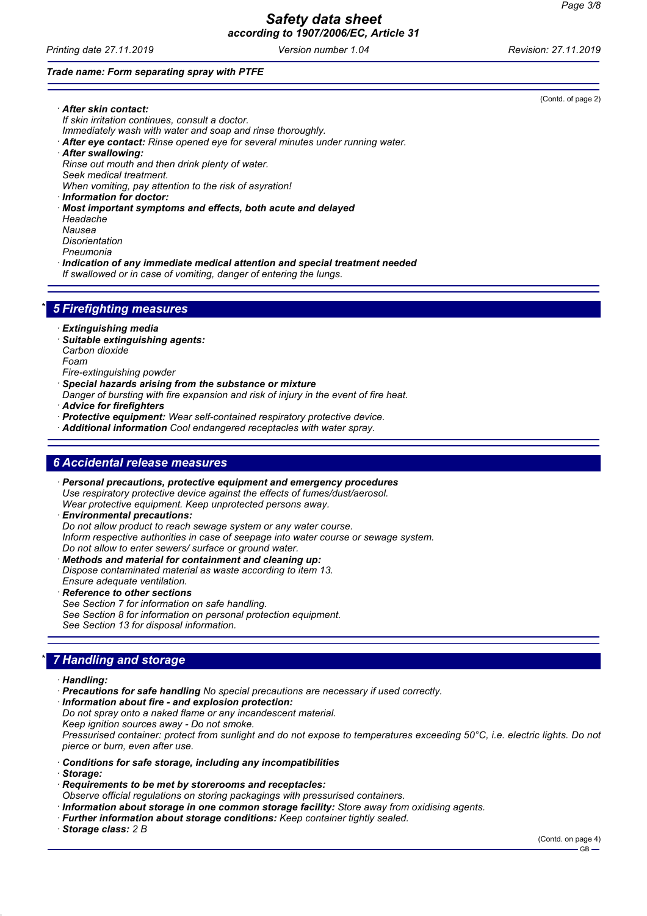*(Contd. of page 2)*

· **After skin contact:**
If skin irritation continues, consult a doctor.
Immediately wash with water and soap and rinse thoroughly.
· **After eye contact:** Rinse opened eye for several minutes under running water.
· **After swallowing:**
Rinse out mouth and then drink plenty of water.
Seek medical treatment.
When vomiting, pay attention to the risk of asyration!
· **Information for doctor:**
· **Most important symptoms and effects, both acute and delayed**
Headache
Nausea
Disorientation
Pneumonia
· **Indication of any immediate medical attention and special treatment needed**
If swallowed or in case of vomiting, danger of entering the lungs.

## * 5 Firefighting measures

· **Extinguishing media**
· **Suitable extinguishing agents:**
Carbon dioxide
Foam
Fire-extinguishing powder
· **Special hazards arising from the substance or mixture**
Danger of bursting with fire expansion and risk of injury in the event of fire heat.
· **Advice for firefighters**
· **Protective equipment:** Wear self-contained respiratory protective device.
· **Additional information** Cool endangered receptacles with water spray.

## 6 Accidental release measures

· **Personal precautions, protective equipment and emergency procedures**
Use respiratory protective device against the effects of fumes/dust/aerosol.
Wear protective equipment. Keep unprotected persons away.
· **Environmental precautions:**
Do not allow product to reach sewage system or any water course.
Inform respective authorities in case of seepage into water course or sewage system.
Do not allow to enter sewers/ surface or ground water.
· **Methods and material for containment and cleaning up:**
Dispose contaminated material as waste according to item 13.
Ensure adequate ventilation.
· **Reference to other sections**
See Section 7 for information on safe handling.
See Section 8 for information on personal protection equipment.
See Section 13 for disposal information.

## * 7 Handling and storage

· **Handling:**
· **Precautions for safe handling** No special precautions are necessary if used correctly.
· **Information about fire - and explosion protection:**
Do not spray onto a naked flame or any incandescent material.
Keep ignition sources away - Do not smoke.
Pressurised container: protect from sunlight and do not expose to temperatures exceeding 50°C, i.e. electric lights. Do not pierce or burn, even after use.

· **Conditions for safe storage, including any incompatibilities**
· **Storage:**
· **Requirements to be met by storerooms and receptacles:**
Observe official regulations on storing packagings with pressurised containers.
· **Information about storage in one common storage facility:** Store away from oxidising agents.
· **Further information about storage conditions:** Keep container tightly sealed.
· **Storage class:** 2 B

*(Contd. on page 4)*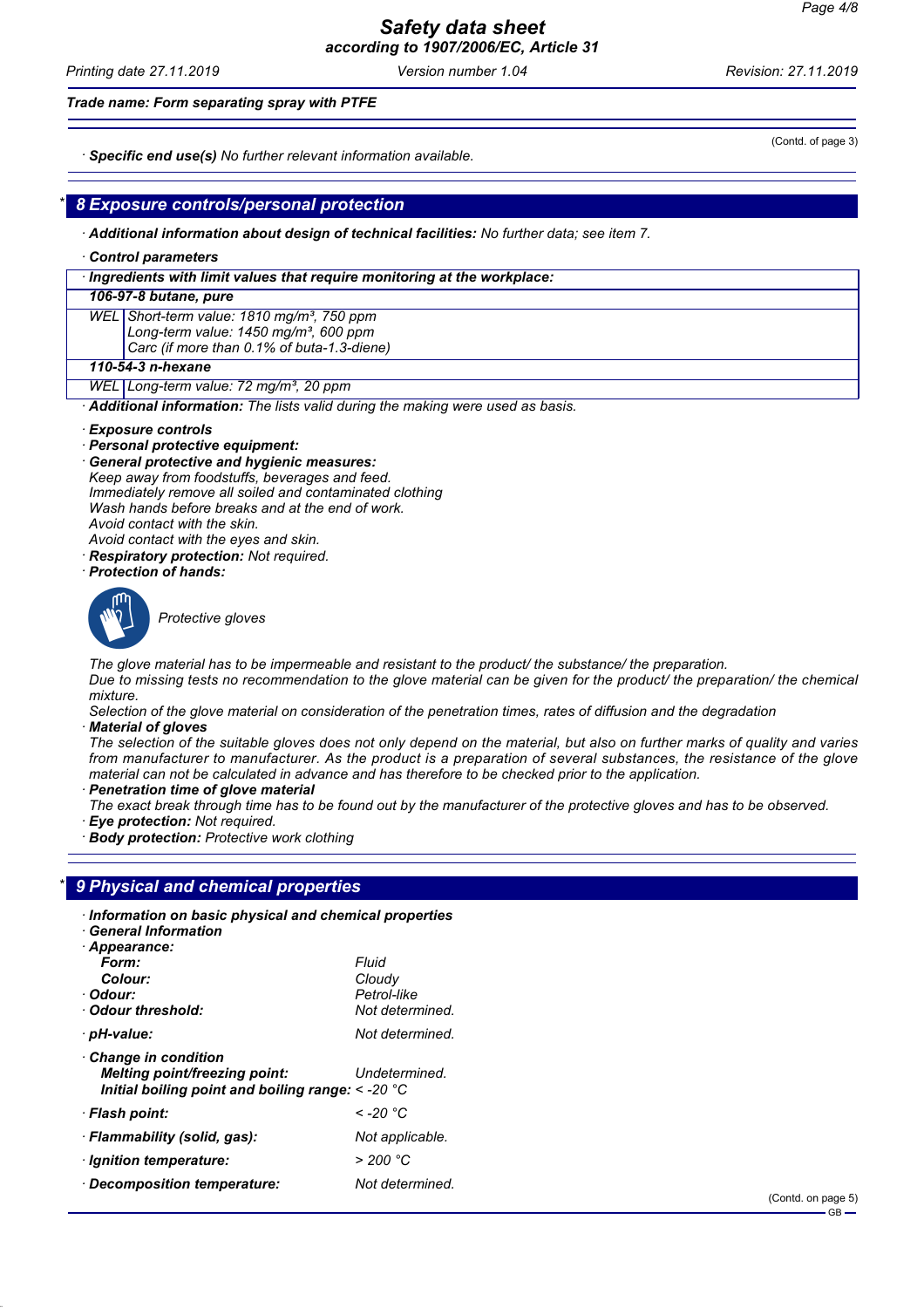(Contd. of page 3)

· **Specific end use(s)** No further relevant information available.

## * 8 Exposure controls/personal protection

· **Additional information about design of technical facilities:** No further data; see item 7.

· **Control parameters**

| · Ingredients with limit values that require monitoring at the workplace: | |
|---|---|
| **106-97-8 butane, pure** | |
| WEL | Short-term value: 1810 mg/m³, 750 ppm<br>Long-term value: 1450 mg/m³, 600 ppm<br>Carc (if more than 0.1% of buta-1.3-diene) |
| **110-54-3 n-hexane** | |
| WEL | Long-term value: 72 mg/m³, 20 ppm |

· **Additional information:** The lists valid during the making were used as basis.

· **Exposure controls**
· **Personal protective equipment:**
· **General protective and hygienic measures:**
Keep away from foodstuffs, beverages and feed.
Immediately remove all soiled and contaminated clothing
Wash hands before breaks and at the end of work.
Avoid contact with the skin.
Avoid contact with the eyes and skin.
· **Respiratory protection:** Not required.
· **Protection of hands:**

Protective gloves

The glove material has to be impermeable and resistant to the product/ the substance/ the preparation.
Due to missing tests no recommendation to the glove material can be given for the product/ the preparation/ the chemical mixture.
Selection of the glove material on consideration of the penetration times, rates of diffusion and the degradation
· **Material of gloves**
The selection of the suitable gloves does not only depend on the material, but also on further marks of quality and varies from manufacturer to manufacturer. As the product is a preparation of several substances, the resistance of the glove material can not be calculated in advance and has therefore to be checked prior to the application.
· **Penetration time of glove material**
The exact break through time has to be found out by the manufacturer of the protective gloves and has to be observed.
· **Eye protection:** Not required.
· **Body protection:** Protective work clothing

## * 9 Physical and chemical properties

· **Information on basic physical and chemical properties**
· **General Information**
· **Appearance:**

| | |
|---|---|
| **Form:** | Fluid |
| **Colour:** | Cloudy |
| · **Odour:** | Petrol-like |
| · **Odour threshold:** | Not determined. |
| · **pH-value:** | Not determined. |
| · **Change in condition** | |
| **Melting point/freezing point:** | Undetermined. |
| **Initial boiling point and boiling range:** | < -20 °C |
| · **Flash point:** | < -20 °C |
| · **Flammability (solid, gas):** | Not applicable. |
| · **Ignition temperature:** | > 200 °C |
| · **Decomposition temperature:** | Not determined. |

(Contd. on page 5)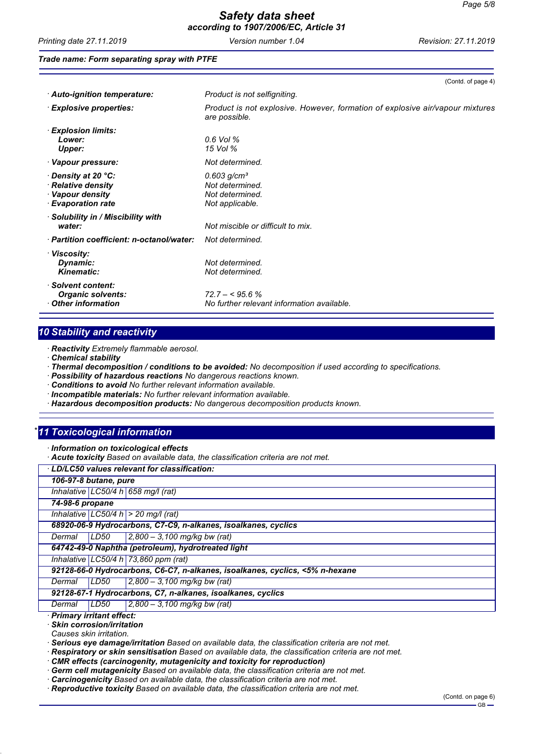(Contd. of page 4)

| | |
|---|---|
| · **Auto-ignition temperature:** | Product is not selfigniting. |
| · **Explosive properties:** | Product is not explosive. However, formation of explosive air/vapour mixtures are possible. |
| · **Explosion limits:** | |
| **Lower:** | 0.6 Vol % |
| **Upper:** | 15 Vol % |
| · **Vapour pressure:** | Not determined. |
| · **Density at 20 °C:** | 0.603 g/cm³ |
| · **Relative density** | Not determined. |
| · **Vapour density** | Not determined. |
| · **Evaporation rate** | Not applicable. |
| · **Solubility in / Miscibility with water:** | Not miscible or difficult to mix. |
| · **Partition coefficient: n-octanol/water:** | Not determined. |
| · **Viscosity:** | |
| **Dynamic:** | Not determined. |
| **Kinematic:** | Not determined. |
| · **Solvent content:** | |
| **Organic solvents:** | 72.7 – < 95.6 % |
| · **Other information** | No further relevant information available. |

## 10 Stability and reactivity

· **Reactivity** Extremely flammable aerosol.
· **Chemical stability**
· **Thermal decomposition / conditions to be avoided:** No decomposition if used according to specifications.
· **Possibility of hazardous reactions** No dangerous reactions known.
· **Conditions to avoid** No further relevant information available.
· **Incompatible materials:** No further relevant information available.
· **Hazardous decomposition products:** No dangerous decomposition products known.

## * 11 Toxicological information

· **Information on toxicological effects**
· **Acute toxicity** Based on available data, the classification criteria are not met.

| · **LD/LC50 values relevant for classification:** | | |
|---|---|---|
| **106-97-8 butane, pure** | | |
| Inhalative | LC50/4 h | 658 mg/l (rat) |
| **74-98-6 propane** | | |
| Inhalative | LC50/4 h | > 20 mg/l (rat) |
| **68920-06-9 Hydrocarbons, C7-C9, n-alkanes, isoalkanes, cyclics** | | |
| Dermal | LD50 | 2,800 – 3,100 mg/kg bw (rat) |
| **64742-49-0 Naphtha (petroleum), hydrotreated light** | | |
| Inhalative | LC50/4 h | 73,860 ppm (rat) |
| **92128-66-0 Hydrocarbons, C6-C7, n-alkanes, isoalkanes, cyclics, <5% n-hexane** | | |
| Dermal | LD50 | 2,800 – 3,100 mg/kg bw (rat) |
| **92128-67-1 Hydrocarbons, C7, n-alkanes, isoalkanes, cyclics** | | |
| Dermal | LD50 | 2,800 – 3,100 mg/kg bw (rat) |

· **Primary irritant effect:**
· **Skin corrosion/irritation**
Causes skin irritation.
· **Serious eye damage/irritation** Based on available data, the classification criteria are not met.
· **Respiratory or skin sensitisation** Based on available data, the classification criteria are not met.
· **CMR effects (carcinogenity, mutagenicity and toxicity for reproduction)**
· **Germ cell mutagenicity** Based on available data, the classification criteria are not met.
· **Carcinogenicity** Based on available data, the classification criteria are not met.
· **Reproductive toxicity** Based on available data, the classification criteria are not met.

(Contd. on page 6)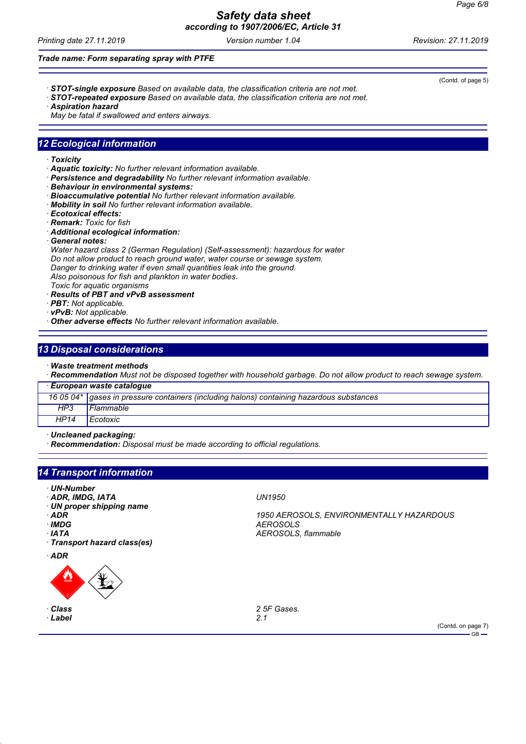(Contd. of page 5)

· **STOT-single exposure** Based on available data, the classification criteria are not met.
· **STOT-repeated exposure** Based on available data, the classification criteria are not met.
· **Aspiration hazard**
May be fatal if swallowed and enters airways.

## 12 Ecological information

· **Toxicity**
· **Aquatic toxicity:** No further relevant information available.
· **Persistence and degradability** No further relevant information available.
· **Behaviour in environmental systems:**
· **Bioaccumulative potential** No further relevant information available.
· **Mobility in soil** No further relevant information available.
· **Ecotoxical effects:**
· **Remark:** Toxic for fish
· **Additional ecological information:**
· **General notes:**
Water hazard class 2 (German Regulation) (Self-assessment): hazardous for water
Do not allow product to reach ground water, water course or sewage system.
Danger to drinking water if even small quantities leak into the ground.
Also poisonous for fish and plankton in water bodies.
Toxic for aquatic organisms
· **Results of PBT and vPvB assessment**
· **PBT:** Not applicable.
· **vPvB:** Not applicable.
· **Other adverse effects** No further relevant information available.

## 13 Disposal considerations

· **Waste treatment methods**
· **Recommendation** Must not be disposed together with household garbage. Do not allow product to reach sewage system.

| · **European waste catalogue** | |
|---|---|
| 16 05 04* | gases in pressure containers (including halons) containing hazardous substances |
| HP3 | Flammable |
| HP14 | Ecotoxic |

· **Uncleaned packaging:**
· **Recommendation:** Disposal must be made according to official regulations.

## 14 Transport information

· **UN-Number**
· **ADR, IMDG, IATA** UN1950
· **UN proper shipping name**
· **ADR** 1950 AEROSOLS, ENVIRONMENTALLY HAZARDOUS
· **IMDG** AEROSOLS
· **IATA** AEROSOLS, flammable
· **Transport hazard class(es)**

· **ADR**

· **Class** 2 5F Gases.
· **Label** 2.1

(Contd. on page 7)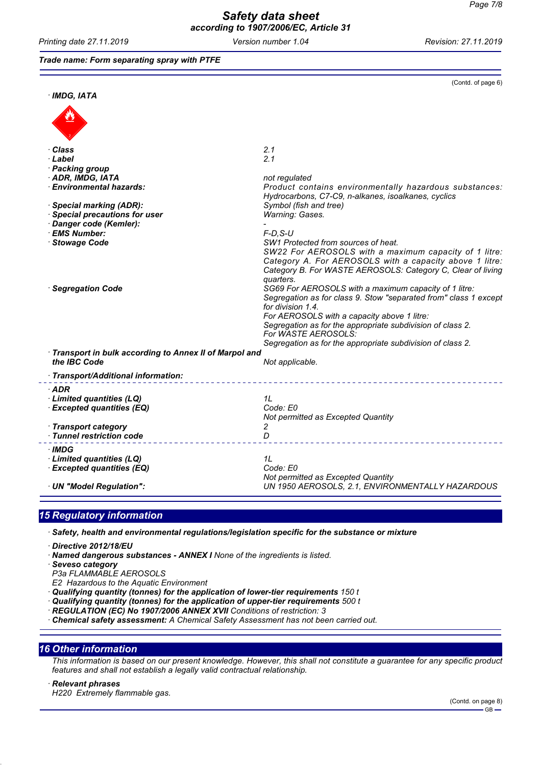Trade name: Form separating spray with PTFE

(Contd. of page 6)

· **IMDG, IATA**

| | |
|---|---|
| · **Class** | 2.1 |
| · **Label** | 2.1 |
| · **Packing group** | |
| · **ADR, IMDG, IATA** | not regulated |
| · **Environmental hazards:** | Product contains environmentally hazardous substances: Hydrocarbons, C7-C9, n-alkanes, isoalkanes, cyclics |
| · **Special marking (ADR):** | Symbol (fish and tree) |
| · **Special precautions for user** | Warning: Gases. |
| · **Danger code (Kemler):** | - |
| · **EMS Number:** | F-D,S-U |
| · **Stowage Code** | SW1 Protected from sources of heat. SW22 For AEROSOLS with a maximum capacity of 1 litre: Category A. For AEROSOLS with a capacity above 1 litre: Category B. For WASTE AEROSOLS: Category C, Clear of living quarters. |
| · **Segregation Code** | SG69 For AEROSOLS with a maximum capacity of 1 litre: Segregation as for class 9. Stow "separated from" class 1 except for division 1.4. For AEROSOLS with a capacity above 1 litre: Segregation as for the appropriate subdivision of class 2. For WASTE AEROSOLS: Segregation as for the appropriate subdivision of class 2. |
| · **Transport in bulk according to Annex II of Marpol and the IBC Code** | Not applicable. |

· **Transport/Additional information:**

| | |
|---|---|
| · **ADR** | |
| · **Limited quantities (LQ)** | 1L |
| · **Excepted quantities (EQ)** | Code: E0<br>Not permitted as Excepted Quantity |
| · **Transport category** | 2 |
| · **Tunnel restriction code** | D |
| · **IMDG** | |
| · **Limited quantities (LQ)** | 1L |
| · **Excepted quantities (EQ)** | Code: E0<br>Not permitted as Excepted Quantity |
| · **UN "Model Regulation":** | UN 1950 AEROSOLS, 2.1, ENVIRONMENTALLY HAZARDOUS |

## 15 Regulatory information

· **Safety, health and environmental regulations/legislation specific for the substance or mixture**

· **Directive 2012/18/EU**
· **Named dangerous substances - ANNEX I** None of the ingredients is listed.
· **Seveso category**
P3a FLAMMABLE AEROSOLS
E2 Hazardous to the Aquatic Environment
· **Qualifying quantity (tonnes) for the application of lower-tier requirements** 150 t
· **Qualifying quantity (tonnes) for the application of upper-tier requirements** 500 t
· **REGULATION (EC) No 1907/2006 ANNEX XVII** Conditions of restriction: 3
· **Chemical safety assessment:** A Chemical Safety Assessment has not been carried out.

## 16 Other information

This information is based on our present knowledge. However, this shall not constitute a guarantee for any specific product features and shall not establish a legally valid contractual relationship.

· **Relevant phrases**
H220 Extremely flammable gas.

(Contd. on page 8)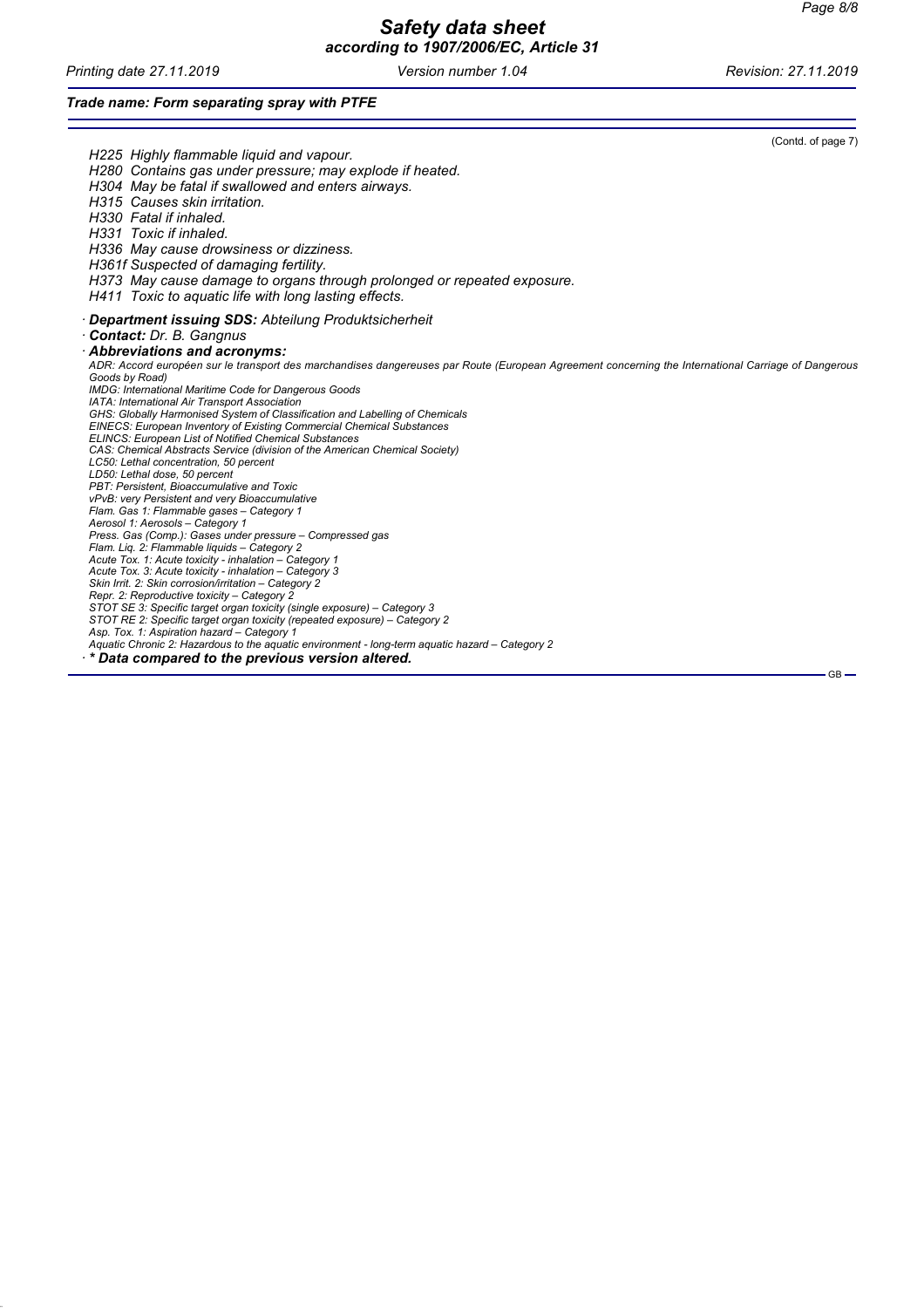(Contd. of page 7)

H225 Highly flammable liquid and vapour.
H280 Contains gas under pressure; may explode if heated.
H304 May be fatal if swallowed and enters airways.
H315 Causes skin irritation.
H330 Fatal if inhaled.
H331 Toxic if inhaled.
H336 May cause drowsiness or dizziness.
H361f Suspected of damaging fertility.
H373 May cause damage to organs through prolonged or repeated exposure.
H411 Toxic to aquatic life with long lasting effects.

· **Department issuing SDS:** Abteilung Produktsicherheit
· **Contact:** Dr. B. Gangnus
· **Abbreviations and acronyms:**
ADR: Accord européen sur le transport des marchandises dangereuses par Route (European Agreement concerning the International Carriage of Dangerous Goods by Road)
IMDG: International Maritime Code for Dangerous Goods
IATA: International Air Transport Association
GHS: Globally Harmonised System of Classification and Labelling of Chemicals
EINECS: European Inventory of Existing Commercial Chemical Substances
ELINCS: European List of Notified Chemical Substances
CAS: Chemical Abstracts Service (division of the American Chemical Society)
LC50: Lethal concentration, 50 percent
LD50: Lethal dose, 50 percent
PBT: Persistent, Bioaccumulative and Toxic
vPvB: very Persistent and very Bioaccumulative
Flam. Gas 1: Flammable gases – Category 1
Aerosol 1: Aerosols – Category 1
Press. Gas (Comp.): Gases under pressure – Compressed gas
Flam. Liq. 2: Flammable liquids – Category 2
Acute Tox. 1: Acute toxicity - inhalation – Category 1
Acute Tox. 3: Acute toxicity - inhalation – Category 3
Skin Irrit. 2: Skin corrosion/irritation – Category 2
Repr. 2: Reproductive toxicity – Category 2
STOT SE 3: Specific target organ toxicity (single exposure) – Category 3
STOT RE 2: Specific target organ toxicity (repeated exposure) – Category 2
Asp. Tox. 1: Aspiration hazard – Category 1
Aquatic Chronic 2: Hazardous to the aquatic environment - long-term aquatic hazard – Category 2
· **\* Data compared to the previous version altered.**